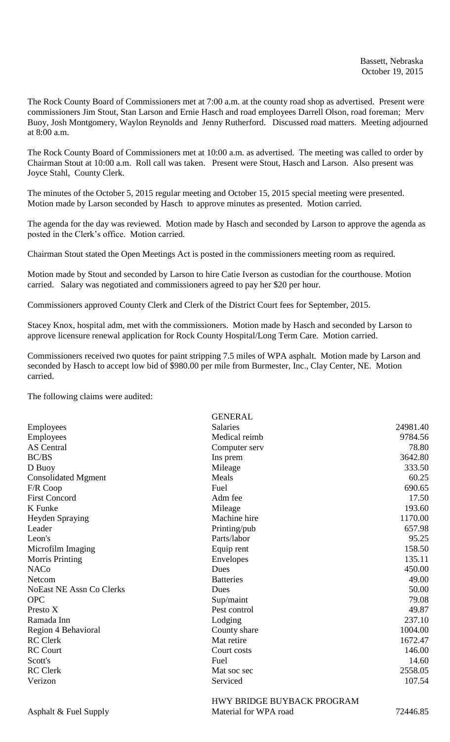Bassett, Nebraska
October 19, 2015

The Rock County Board of Commissioners met at 7:00 a.m. at the county road shop as advertised. Present were commissioners Jim Stout, Stan Larson and Ernie Hasch and road employees Darrell Olson, road foreman; Merv Buoy, Josh Montgomery, Waylon Reynolds and Jenny Rutherford. Discussed road matters. Meeting adjourned at 8:00 a.m.

The Rock County Board of Commissioners met at 10:00 a.m. as advertised. The meeting was called to order by Chairman Stout at 10:00 a.m. Roll call was taken. Present were Stout, Hasch and Larson. Also present was Joyce Stahl, County Clerk.

The minutes of the October 5, 2015 regular meeting and October 15, 2015 special meeting were presented. Motion made by Larson seconded by Hasch to approve minutes as presented. Motion carried.

The agenda for the day was reviewed. Motion made by Hasch and seconded by Larson to approve the agenda as posted in the Clerk's office. Motion carried.

Chairman Stout stated the Open Meetings Act is posted in the commissioners meeting room as required.

Motion made by Stout and seconded by Larson to hire Catie Iverson as custodian for the courthouse. Motion carried. Salary was negotiated and commissioners agreed to pay her $20 per hour.

Commissioners approved County Clerk and Clerk of the District Court fees for September, 2015.

Stacey Knox, hospital adm, met with the commissioners. Motion made by Hasch and seconded by Larson to approve licensure renewal application for Rock County Hospital/Long Term Care. Motion carried.

Commissioners received two quotes for paint stripping 7.5 miles of WPA asphalt. Motion made by Larson and seconded by Hasch to accept low bid of $980.00 per mile from Burmester, Inc., Clay Center, NE. Motion carried.

The following claims were audited:

| | GENERAL | |
|---|---|---|
| Employees | Salaries | 24981.40 |
| Employees | Medical reimb | 9784.56 |
| AS Central | Computer serv | 78.80 |
| BC/BS | Ins prem | 3642.80 |
| D Buoy | Mileage | 333.50 |
| Consolidated Mgment | Meals | 60.25 |
| F/R Coop | Fuel | 690.65 |
| First Concord | Adm fee | 17.50 |
| K Funke | Mileage | 193.60 |
| Heyden Spraying | Machine hire | 1170.00 |
| Leader | Printing/pub | 657.98 |
| Leon's | Parts/labor | 95.25 |
| Microfilm Imaging | Equip rent | 158.50 |
| Morris Printing | Envelopes | 135.11 |
| NACo | Dues | 450.00 |
| Netcom | Batteries | 49.00 |
| NoEast NE Assn Co Clerks | Dues | 50.00 |
| OPC | Sup/maint | 79.08 |
| Presto X | Pest control | 49.87 |
| Ramada Inn | Lodging | 237.10 |
| Region 4 Behavioral | County share | 1004.00 |
| RC Clerk | Mat retire | 1672.47 |
| RC Court | Court costs | 146.00 |
| Scott's | Fuel | 14.60 |
| RC Clerk | Mat soc sec | 2558.05 |
| Verizon | Serviced | 107.54 |
| | HWY BRIDGE BUYBACK PROGRAM | |
| Asphalt & Fuel Supply | Material for WPA road | 72446.85 |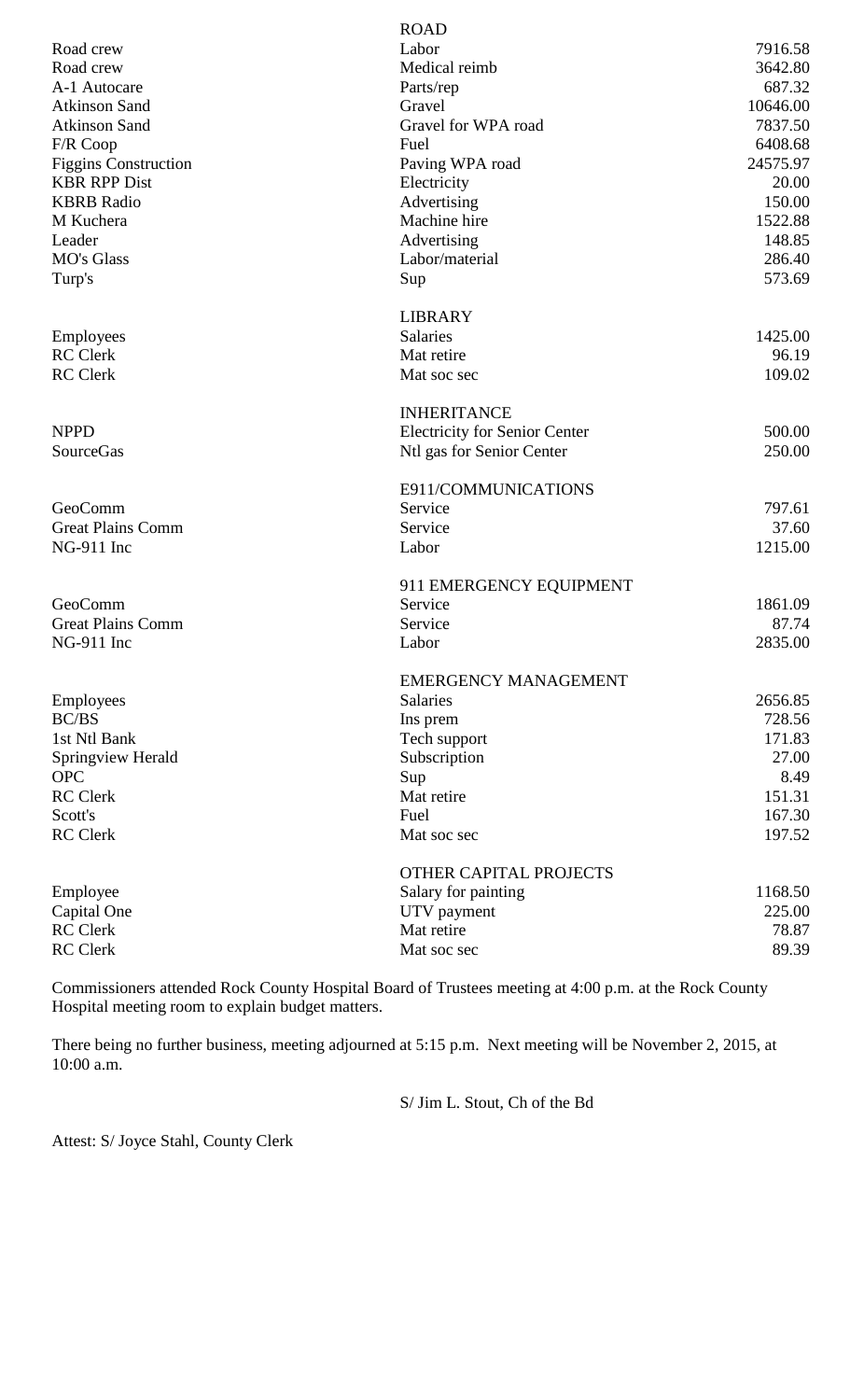| | | |
|---|---|---|
| | ROAD | |
| Road crew | Labor | 7916.58 |
| Road crew | Medical reimb | 3642.80 |
| A-1 Autocare | Parts/rep | 687.32 |
| Atkinson Sand | Gravel | 10646.00 |
| Atkinson Sand | Gravel for WPA road | 7837.50 |
| F/R Coop | Fuel | 6408.68 |
| Figgins Construction | Paving WPA road | 24575.97 |
| KBR RPP Dist | Electricity | 20.00 |
| KBRB Radio | Advertising | 150.00 |
| M Kuchera | Machine hire | 1522.88 |
| Leader | Advertising | 148.85 |
| MO's Glass | Labor/material | 286.40 |
| Turp's | Sup | 573.69 |
| | LIBRARY | |
| Employees | Salaries | 1425.00 |
| RC Clerk | Mat retire | 96.19 |
| RC Clerk | Mat soc sec | 109.02 |
| | INHERITANCE | |
| NPPD | Electricity for Senior Center | 500.00 |
| SourceGas | Ntl gas for Senior Center | 250.00 |
| | E911/COMMUNICATIONS | |
| GeoComm | Service | 797.61 |
| Great Plains Comm | Service | 37.60 |
| NG-911 Inc | Labor | 1215.00 |
| | 911 EMERGENCY EQUIPMENT | |
| GeoComm | Service | 1861.09 |
| Great Plains Comm | Service | 87.74 |
| NG-911 Inc | Labor | 2835.00 |
| | EMERGENCY MANAGEMENT | |
| Employees | Salaries | 2656.85 |
| BC/BS | Ins prem | 728.56 |
| 1st Ntl Bank | Tech support | 171.83 |
| Springview Herald | Subscription | 27.00 |
| OPC | Sup | 8.49 |
| RC Clerk | Mat retire | 151.31 |
| Scott's | Fuel | 167.30 |
| RC Clerk | Mat soc sec | 197.52 |
| | OTHER CAPITAL PROJECTS | |
| Employee | Salary for painting | 1168.50 |
| Capital One | UTV payment | 225.00 |
| RC Clerk | Mat retire | 78.87 |
| RC Clerk | Mat soc sec | 89.39 |

Commissioners attended Rock County Hospital Board of Trustees meeting at 4:00 p.m. at the Rock County Hospital meeting room to explain budget matters.

There being no further business, meeting adjourned at 5:15 p.m. Next meeting will be November 2, 2015, at 10:00 a.m.

S/ Jim L. Stout, Ch of the Bd

Attest: S/ Joyce Stahl, County Clerk